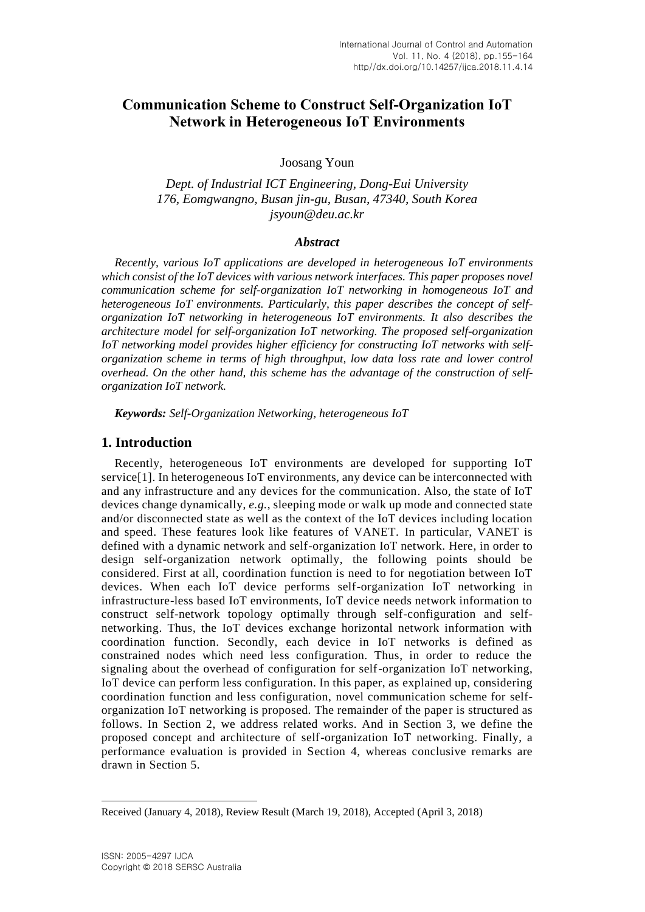# Communication Scheme to Construct Self-Organization IoT Network in Heterogeneous IoT Environments

Joosang Youn

*Dept. of Industrial ICT Engineering, Dong-Eui University*
*176, Eomgwangno, Busan jin-gu, Busan, 47340, South Korea*
*jsyoun@deu.ac.kr*

### *Abstract*

*Recently, various IoT applications are developed in heterogeneous IoT environments which consist of the IoT devices with various network interfaces. This paper proposes novel communication scheme for self-organization IoT networking in homogeneous IoT and heterogeneous IoT environments. Particularly, this paper describes the concept of self-organization IoT networking in heterogeneous IoT environments. It also describes the architecture model for self-organization IoT networking. The proposed self-organization IoT networking model provides higher efficiency for constructing IoT networks with self-organization scheme in terms of high throughput, low data loss rate and lower control overhead. On the other hand, this scheme has the advantage of the construction of self-organization IoT network.*

***Keywords:*** *Self-Organization Networking, heterogeneous IoT*

## 1. Introduction

Recently, heterogeneous IoT environments are developed for supporting IoT service[1]. In heterogeneous IoT environments, any device can be interconnected with and any infrastructure and any devices for the communication. Also, the state of IoT devices change dynamically, *e.g.*, sleeping mode or walk up mode and connected state and/or disconnected state as well as the context of the IoT devices including location and speed. These features look like features of VANET. In particular, VANET is defined with a dynamic network and self-organization IoT network. Here, in order to design self-organization network optimally, the following points should be considered. First at all, coordination function is need to for negotiation between IoT devices. When each IoT device performs self-organization IoT networking in infrastructure-less based IoT environments, IoT device needs network information to construct self-network topology optimally through self-configuration and self-networking. Thus, the IoT devices exchange horizontal network information with coordination function. Secondly, each device in IoT networks is defined as constrained nodes which need less configuration. Thus, in order to reduce the signaling about the overhead of configuration for self-organization IoT networking, IoT device can perform less configuration. In this paper, as explained up, considering coordination function and less configuration, novel communication scheme for self-organization IoT networking is proposed. The remainder of the paper is structured as follows. In Section 2, we address related works. And in Section 3, we define the proposed concept and architecture of self-organization IoT networking. Finally, a performance evaluation is provided in Section 4, whereas conclusive remarks are drawn in Section 5.

---

Received (January 4, 2018), Review Result (March 19, 2018), Accepted (April 3, 2018)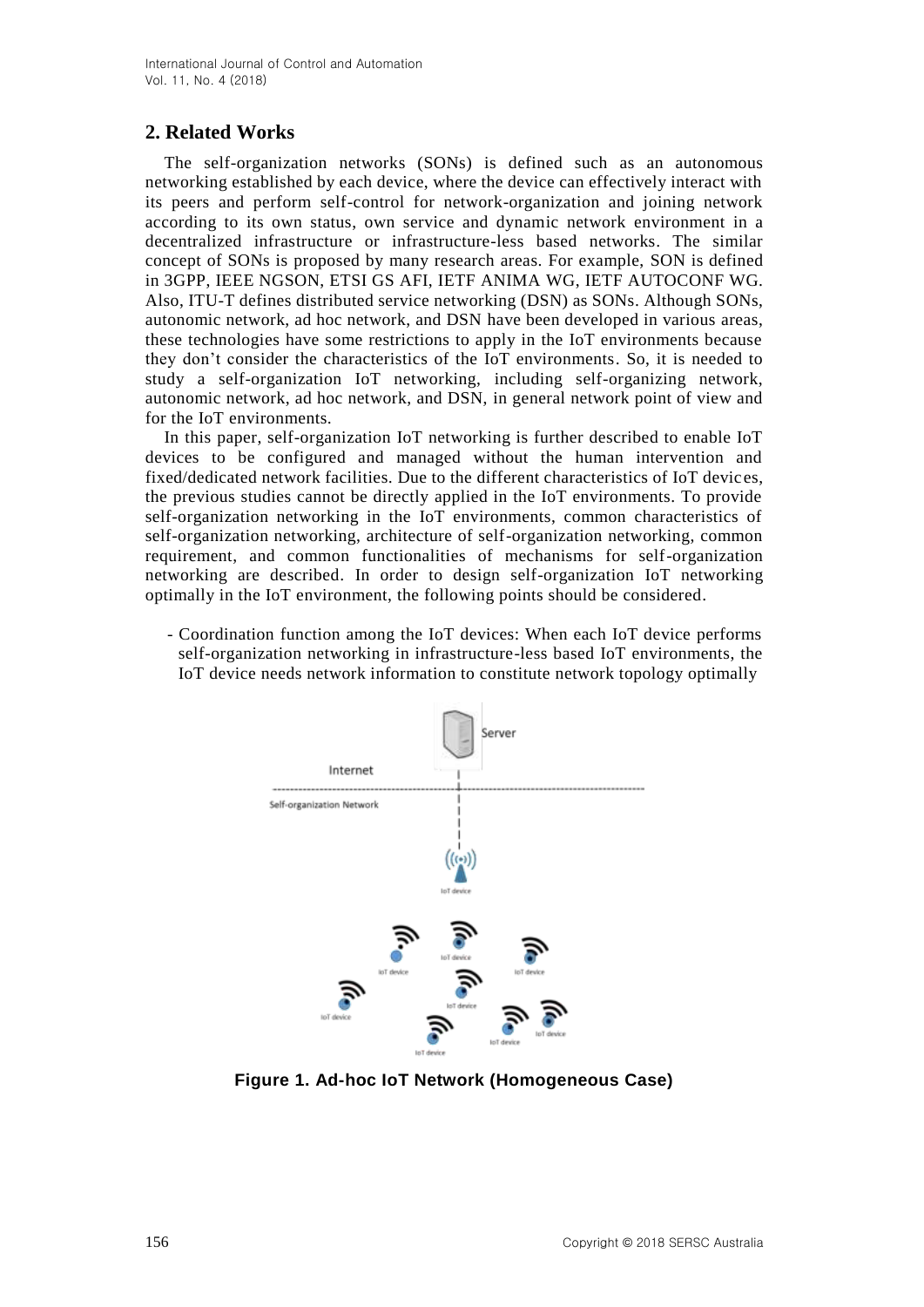## 2. Related Works

The self-organization networks (SONs) is defined such as an autonomous networking established by each device, where the device can effectively interact with its peers and perform self-control for network-organization and joining network according to its own status, own service and dynamic network environment in a decentralized infrastructure or infrastructure-less based networks. The similar concept of SONs is proposed by many research areas. For example, SON is defined in 3GPP, IEEE NGSON, ETSI GS AFI, IETF ANIMA WG, IETF AUTOCONF WG. Also, ITU-T defines distributed service networking (DSN) as SONs. Although SONs, autonomic network, ad hoc network, and DSN have been developed in various areas, these technologies have some restrictions to apply in the IoT environments because they don't consider the characteristics of the IoT environments. So, it is needed to study a self-organization IoT networking, including self-organizing network, autonomic network, ad hoc network, and DSN, in general network point of view and for the IoT environments.

In this paper, self-organization IoT networking is further described to enable IoT devices to be configured and managed without the human intervention and fixed/dedicated network facilities. Due to the different characteristics of IoT devices, the previous studies cannot be directly applied in the IoT environments. To provide self-organization networking in the IoT environments, common characteristics of self-organization networking, architecture of self-organization networking, common requirement, and common functionalities of mechanisms for self-organization networking are described. In order to design self-organization IoT networking optimally in the IoT environment, the following points should be considered.

- Coordination function among the IoT devices: When each IoT device performs self-organization networking in infrastructure-less based IoT environments, the IoT device needs network information to constitute network topology optimally

**Figure 1. Ad-hoc IoT Network (Homogeneous Case)**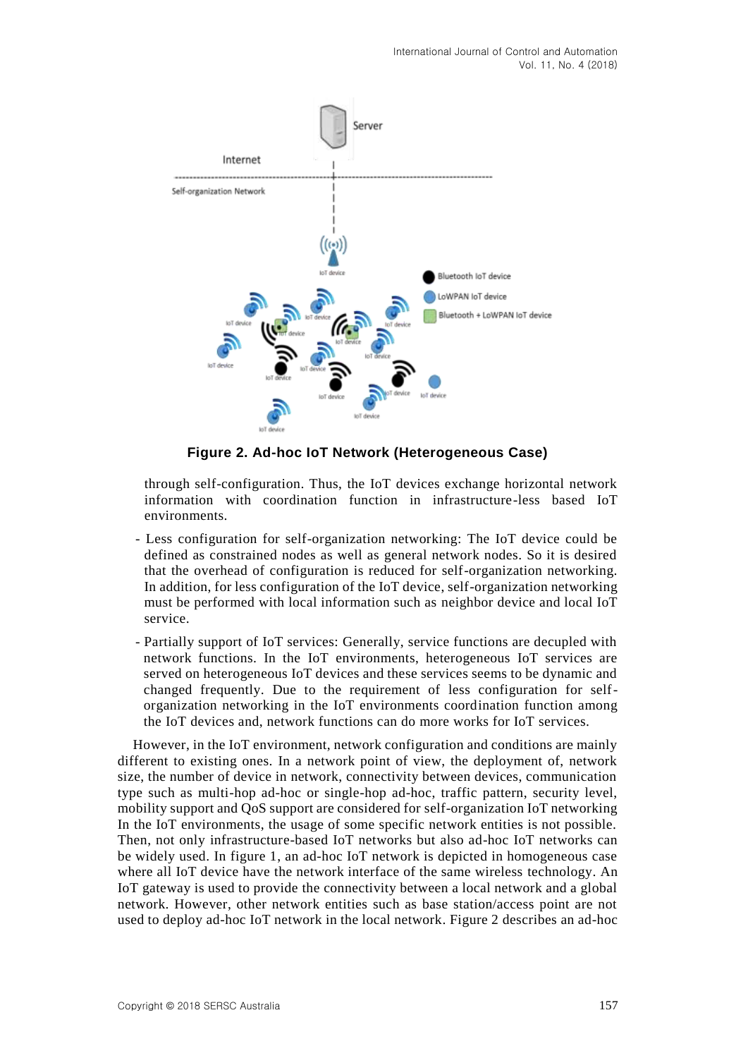**Figure 2. Ad-hoc IoT Network (Heterogeneous Case)**

through self-configuration. Thus, the IoT devices exchange horizontal network information with coordination function in infrastructure-less based IoT environments.

- Less configuration for self-organization networking: The IoT device could be defined as constrained nodes as well as general network nodes. So it is desired that the overhead of configuration is reduced for self-organization networking. In addition, for less configuration of the IoT device, self-organization networking must be performed with local information such as neighbor device and local IoT service.
- Partially support of IoT services: Generally, service functions are decupled with network functions. In the IoT environments, heterogeneous IoT services are served on heterogeneous IoT devices and these services seems to be dynamic and changed frequently. Due to the requirement of less configuration for self-organization networking in the IoT environments coordination function among the IoT devices and, network functions can do more works for IoT services.

However, in the IoT environment, network configuration and conditions are mainly different to existing ones. In a network point of view, the deployment of, network size, the number of device in network, connectivity between devices, communication type such as multi-hop ad-hoc or single-hop ad-hoc, traffic pattern, security level, mobility support and QoS support are considered for self-organization IoT networking In the IoT environments, the usage of some specific network entities is not possible. Then, not only infrastructure-based IoT networks but also ad-hoc IoT networks can be widely used. In figure 1, an ad-hoc IoT network is depicted in homogeneous case where all IoT device have the network interface of the same wireless technology. An IoT gateway is used to provide the connectivity between a local network and a global network. However, other network entities such as base station/access point are not used to deploy ad-hoc IoT network in the local network. Figure 2 describes an ad-hoc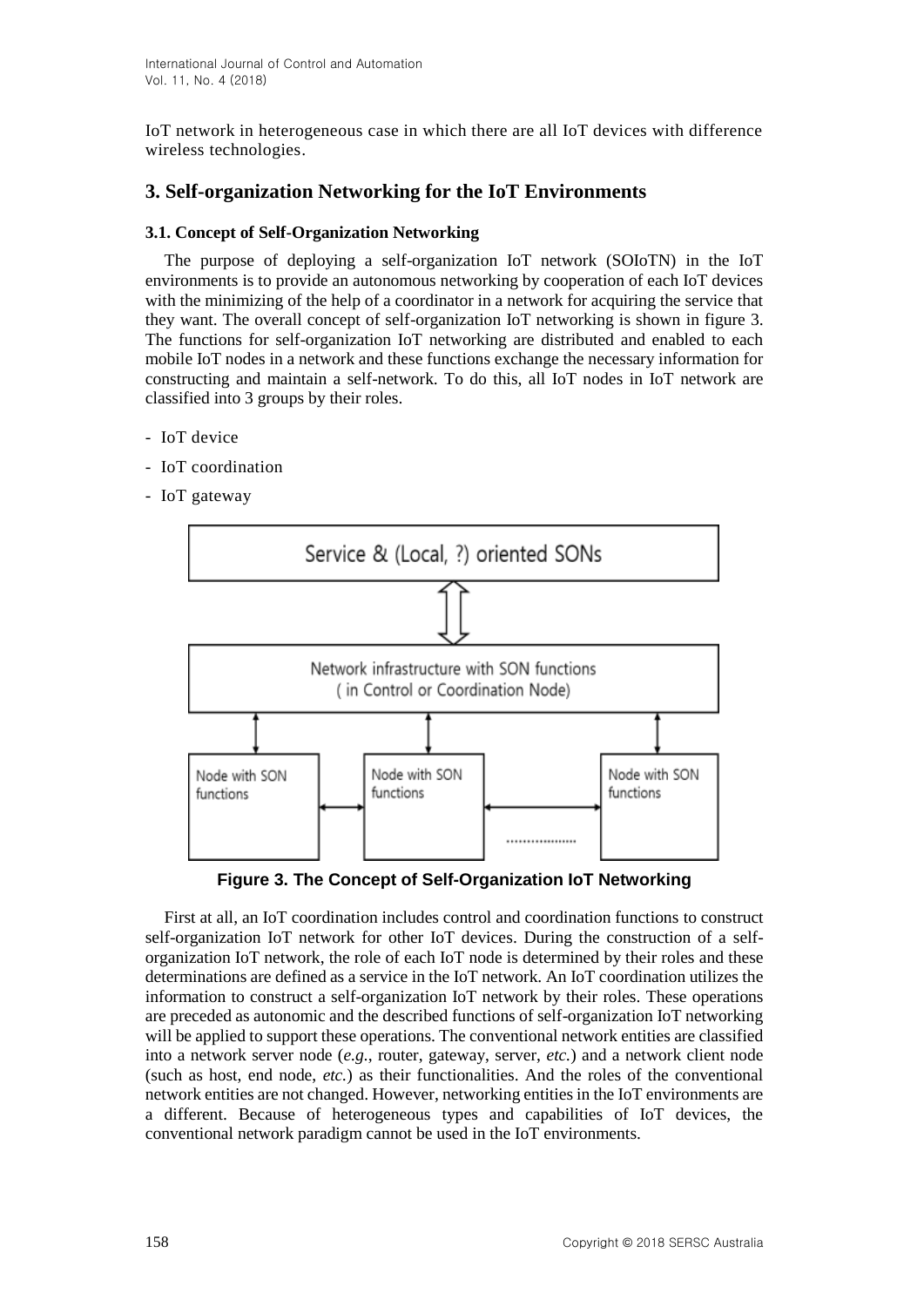IoT network in heterogeneous case in which there are all IoT devices with difference wireless technologies.

## 3. Self-organization Networking for the IoT Environments

### 3.1. Concept of Self-Organization Networking

The purpose of deploying a self-organization IoT network (SOIoTN) in the IoT environments is to provide an autonomous networking by cooperation of each IoT devices with the minimizing of the help of a coordinator in a network for acquiring the service that they want. The overall concept of self-organization IoT networking is shown in figure 3. The functions for self-organization IoT networking are distributed and enabled to each mobile IoT nodes in a network and these functions exchange the necessary information for constructing and maintain a self-network. To do this, all IoT nodes in IoT network are classified into 3 groups by their roles.

- IoT device
- IoT coordination
- IoT gateway

**Figure 3. The Concept of Self-Organization IoT Networking**

First at all, an IoT coordination includes control and coordination functions to construct self-organization IoT network for other IoT devices. During the construction of a self-organization IoT network, the role of each IoT node is determined by their roles and these determinations are defined as a service in the IoT network. An IoT coordination utilizes the information to construct a self-organization IoT network by their roles. These operations are preceded as autonomic and the described functions of self-organization IoT networking will be applied to support these operations. The conventional network entities are classified into a network server node (*e.g.*, router, gateway, server, *etc.*) and a network client node (such as host, end node, *etc.*) as their functionalities. And the roles of the conventional network entities are not changed. However, networking entities in the IoT environments are a different. Because of heterogeneous types and capabilities of IoT devices, the conventional network paradigm cannot be used in the IoT environments.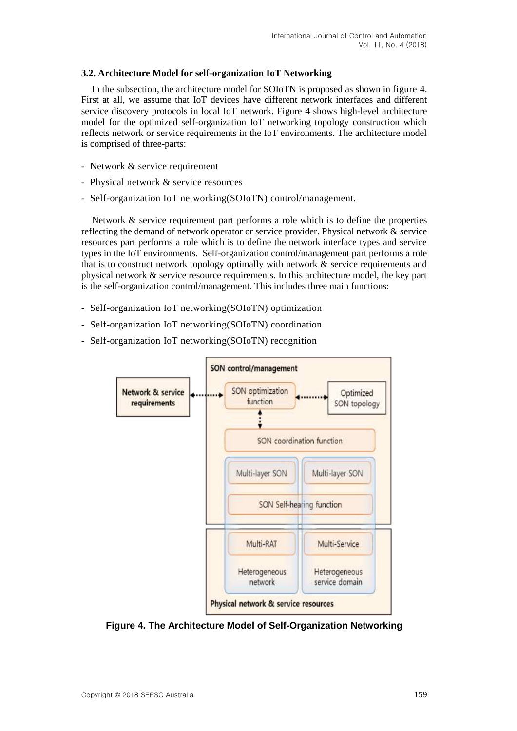### 3.2. Architecture Model for self-organization IoT Networking

In the subsection, the architecture model for SOIoTN is proposed as shown in figure 4. First at all, we assume that IoT devices have different network interfaces and different service discovery protocols in local IoT network. Figure 4 shows high-level architecture model for the optimized self-organization IoT networking topology construction which reflects network or service requirements in the IoT environments. The architecture model is comprised of three-parts:

- Network & service requirement
- Physical network & service resources
- Self-organization IoT networking(SOIoTN) control/management.

Network & service requirement part performs a role which is to define the properties reflecting the demand of network operator or service provider. Physical network & service resources part performs a role which is to define the network interface types and service types in the IoT environments. Self-organization control/management part performs a role that is to construct network topology optimally with network & service requirements and physical network & service resource requirements. In this architecture model, the key part is the self-organization control/management. This includes three main functions:

- Self-organization IoT networking(SOIoTN) optimization
- Self-organization IoT networking(SOIoTN) coordination
- Self-organization IoT networking(SOIoTN) recognition

**Figure 4. The Architecture Model of Self-Organization Networking**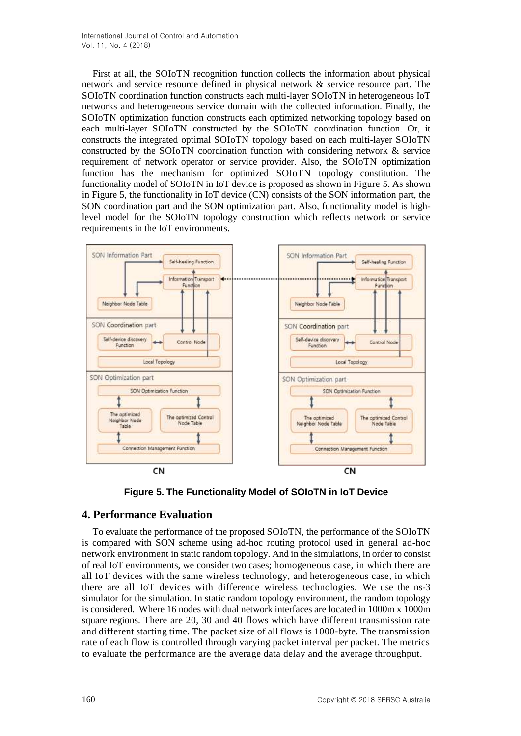First at all, the SOIoTN recognition function collects the information about physical network and service resource defined in physical network & service resource part. The SOIoTN coordination function constructs each multi-layer SOIoTN in heterogeneous IoT networks and heterogeneous service domain with the collected information. Finally, the SOIoTN optimization function constructs each optimized networking topology based on each multi-layer SOIoTN constructed by the SOIoTN coordination function. Or, it constructs the integrated optimal SOIoTN topology based on each multi-layer SOIoTN constructed by the SOIoTN coordination function with considering network & service requirement of network operator or service provider. Also, the SOIoTN optimization function has the mechanism for optimized SOIoTN topology constitution. The functionality model of SOIoTN in IoT device is proposed as shown in Figure 5. As shown in Figure 5, the functionality in IoT device (CN) consists of the SON information part, the SON coordination part and the SON optimization part. Also, functionality model is high-level model for the SOIoTN topology construction which reflects network or service requirements in the IoT environments.

**Figure 5. The Functionality Model of SOIoTN in IoT Device**

## 4. Performance Evaluation

To evaluate the performance of the proposed SOIoTN, the performance of the SOIoTN is compared with SON scheme using ad-hoc routing protocol used in general ad-hoc network environment in static random topology. And in the simulations, in order to consist of real IoT environments, we consider two cases; homogeneous case, in which there are all IoT devices with the same wireless technology, and heterogeneous case, in which there are all IoT devices with difference wireless technologies. We use the ns-3 simulator for the simulation. In static random topology environment, the random topology is considered. Where 16 nodes with dual network interfaces are located in 1000m x 1000m square regions. There are 20, 30 and 40 flows which have different transmission rate and different starting time. The packet size of all flows is 1000-byte. The transmission rate of each flow is controlled through varying packet interval per packet. The metrics to evaluate the performance are the average data delay and the average throughput.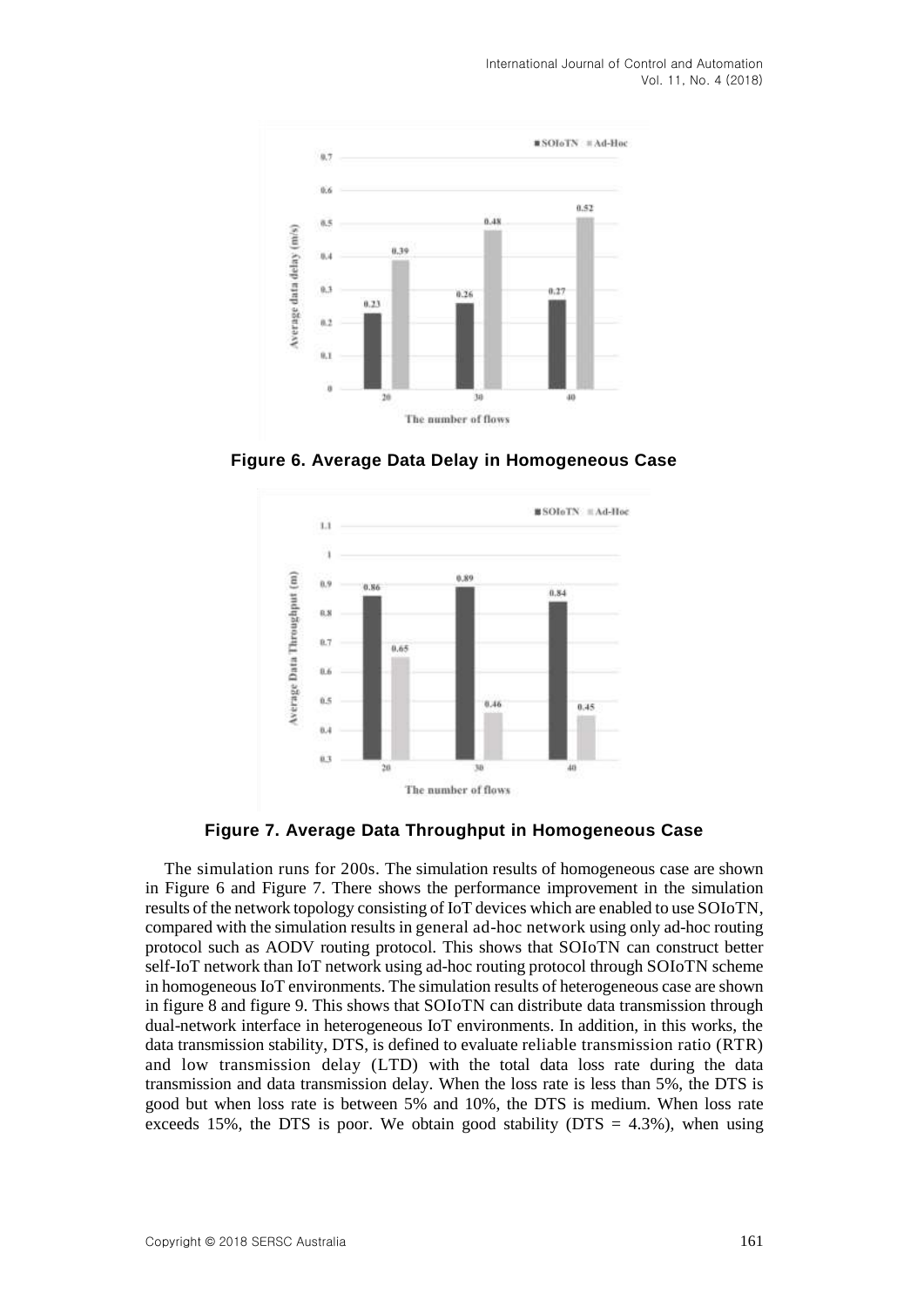**Figure 6. Average Data Delay in Homogeneous Case**

**Figure 7. Average Data Throughput in Homogeneous Case**

The simulation runs for 200s. The simulation results of homogeneous case are shown in Figure 6 and Figure 7. There shows the performance improvement in the simulation results of the network topology consisting of IoT devices which are enabled to use SOIoTN, compared with the simulation results in general ad-hoc network using only ad-hoc routing protocol such as AODV routing protocol. This shows that SOIoTN can construct better self-IoT network than IoT network using ad-hoc routing protocol through SOIoTN scheme in homogeneous IoT environments. The simulation results of heterogeneous case are shown in figure 8 and figure 9. This shows that SOIoTN can distribute data transmission through dual-network interface in heterogeneous IoT environments. In addition, in this works, the data transmission stability, DTS, is defined to evaluate reliable transmission ratio (RTR) and low transmission delay (LTD) with the total data loss rate during the data transmission and data transmission delay. When the loss rate is less than 5%, the DTS is good but when loss rate is between 5% and 10%, the DTS is medium. When loss rate exceeds 15%, the DTS is poor. We obtain good stability (DTS = 4.3%), when using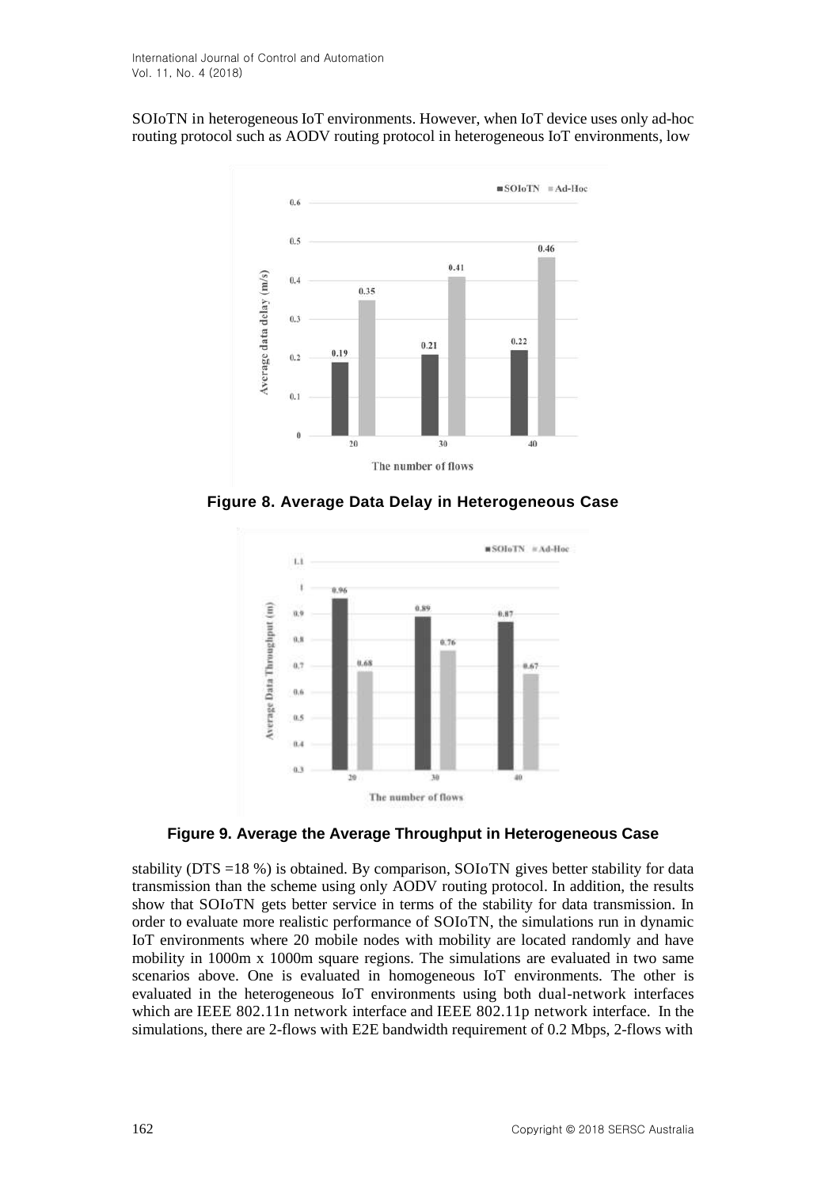SOIoTN in heterogeneous IoT environments. However, when IoT device uses only ad-hoc routing protocol such as AODV routing protocol in heterogeneous IoT environments, low

**Figure 8. Average Data Delay in Heterogeneous Case**

**Figure 9. Average the Average Throughput in Heterogeneous Case**

stability (DTS =18 %) is obtained. By comparison, SOIoTN gives better stability for data transmission than the scheme using only AODV routing protocol. In addition, the results show that SOIoTN gets better service in terms of the stability for data transmission. In order to evaluate more realistic performance of SOIoTN, the simulations run in dynamic IoT environments where 20 mobile nodes with mobility are located randomly and have mobility in 1000m x 1000m square regions. The simulations are evaluated in two same scenarios above. One is evaluated in homogeneous IoT environments. The other is evaluated in the heterogeneous IoT environments using both dual-network interfaces which are IEEE 802.11n network interface and IEEE 802.11p network interface. In the simulations, there are 2-flows with E2E bandwidth requirement of 0.2 Mbps, 2-flows with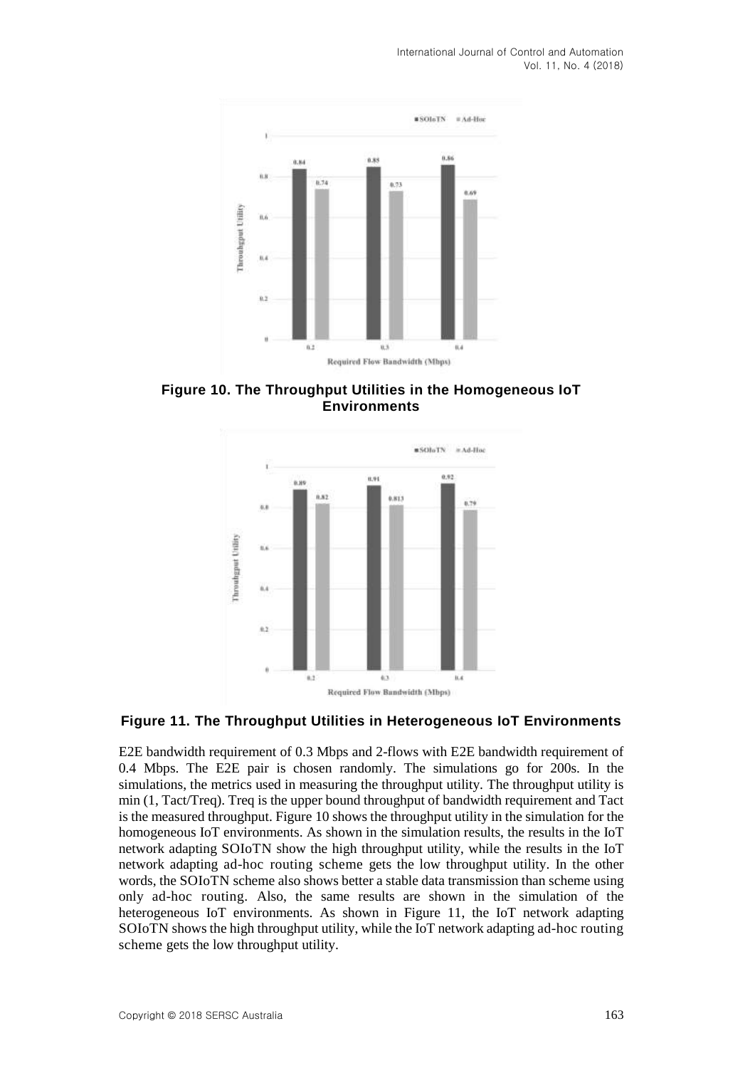**Figure 10. The Throughput Utilities in the Homogeneous IoT Environments**

**Figure 11. The Throughput Utilities in Heterogeneous IoT Environments**

E2E bandwidth requirement of 0.3 Mbps and 2-flows with E2E bandwidth requirement of 0.4 Mbps. The E2E pair is chosen randomly. The simulations go for 200s. In the simulations, the metrics used in measuring the throughput utility. The throughput utility is min (1, Tact/Treq). Treq is the upper bound throughput of bandwidth requirement and Tact is the measured throughput. Figure 10 shows the throughput utility in the simulation for the homogeneous IoT environments. As shown in the simulation results, the results in the IoT network adapting SOIoTN show the high throughput utility, while the results in the IoT network adapting ad-hoc routing scheme gets the low throughput utility. In the other words, the SOIoTN scheme also shows better a stable data transmission than scheme using only ad-hoc routing. Also, the same results are shown in the simulation of the heterogeneous IoT environments. As shown in Figure 11, the IoT network adapting SOIoTN shows the high throughput utility, while the IoT network adapting ad-hoc routing scheme gets the low throughput utility.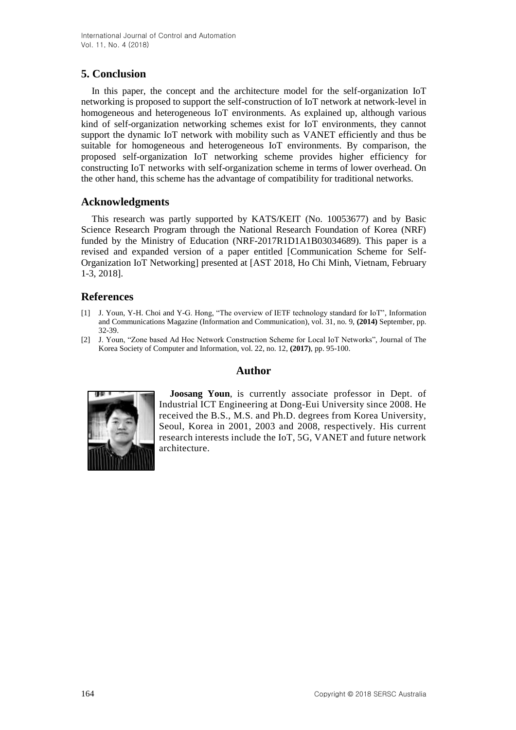## 5. Conclusion

In this paper, the concept and the architecture model for the self-organization IoT networking is proposed to support the self-construction of IoT network at network-level in homogeneous and heterogeneous IoT environments. As explained up, although various kind of self-organization networking schemes exist for IoT environments, they cannot support the dynamic IoT network with mobility such as VANET efficiently and thus be suitable for homogeneous and heterogeneous IoT environments. By comparison, the proposed self-organization IoT networking scheme provides higher efficiency for constructing IoT networks with self-organization scheme in terms of lower overhead. On the other hand, this scheme has the advantage of compatibility for traditional networks.

## Acknowledgments

This research was partly supported by KATS/KEIT (No. 10053677) and by Basic Science Research Program through the National Research Foundation of Korea (NRF) funded by the Ministry of Education (NRF-2017R1D1A1B03034689). This paper is a revised and expanded version of a paper entitled [Communication Scheme for Self-Organization IoT Networking] presented at [AST 2018, Ho Chi Minh, Vietnam, February 1-3, 2018].

## References

[1] J. Youn, Y-H. Choi and Y-G. Hong, "The overview of IETF technology standard for IoT", Information and Communications Magazine (Information and Communication), vol. 31, no. 9, **(2014)** September, pp. 32-39.

[2] J. Youn, "Zone based Ad Hoc Network Construction Scheme for Local IoT Networks", Journal of The Korea Society of Computer and Information, vol. 22, no. 12, **(2017)**, pp. 95-100.

## Author

**Joosang Youn**, is currently associate professor in Dept. of Industrial ICT Engineering at Dong-Eui University since 2008. He received the B.S., M.S. and Ph.D. degrees from Korea University, Seoul, Korea in 2001, 2003 and 2008, respectively. His current research interests include the IoT, 5G, VANET and future network architecture.